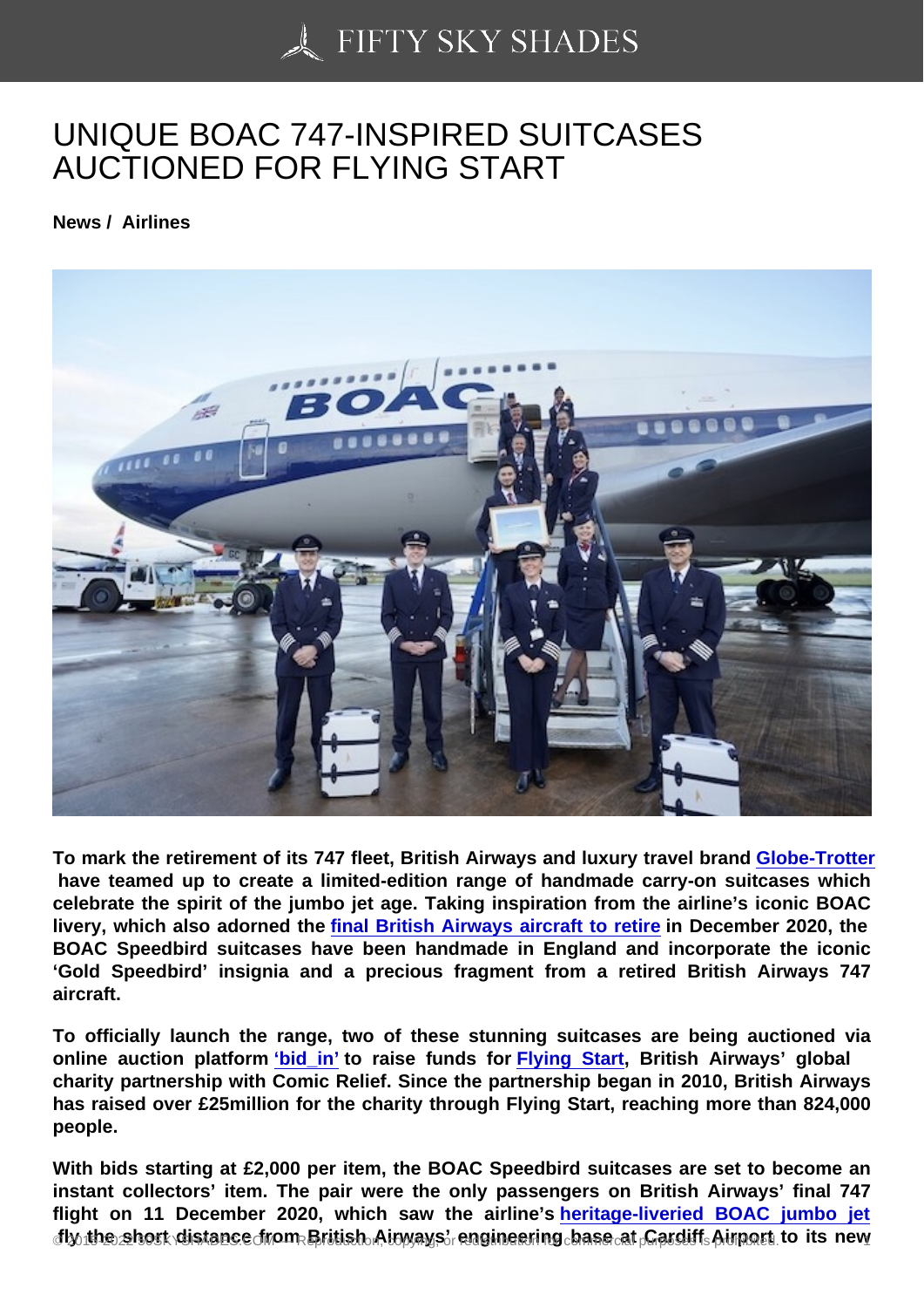# UNIQUE BOAC 747-INSPIRED SUITCASES AUCTIONED FOR FLYING START

**News / Airlines**

**To mark the retirement of its 747 fleet, British Airways and luxury travel brand Globe-Trotter have teamed up to create a limited-edition range of handmade carry-on suitcases which celebrate the spirit of the jumbo jet age. Taking inspiration from the airline's iconic BOAC livery, which also adorned the final British Airways aircraft to retire in December 2020, the BOAC Speedbird suitcases have been handmade in England and incorporate the iconic 'Gold Speedbird' insignia and a precious fragment from a retired British Airways 747 aircraft.**

**To officially launch the range, two of these stunning suitcases are being auctioned via online auction platform 'bid_in' to raise funds for Flying Start, British Airways' global charity partnership with Comic Relief. Since the partnership began in 2010, British Airways has raised over £25million for the charity through Flying Start, reaching more than 824,000 people.**

**With bids starting at £2,000 per item, the BOAC Speedbird suitcases are set to become an instant collectors' item. The pair were the only passengers on British Airways' final 747 flight on 11 December 2020, which saw the airline's heritage-liveried BOAC jumbo jet fly the short distance from British Airways' engineering base at Cardiff Airport to its new**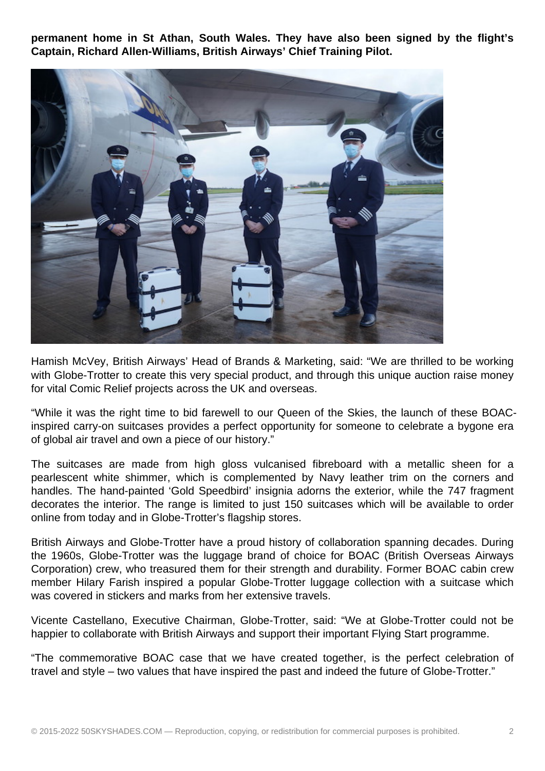**permanent home in St Athan, South Wales. They have also been signed by the flight's Captain, Richard Allen-Williams, British Airways' Chief Training Pilot.**

Hamish McVey, British Airways' Head of Brands & Marketing, said: "We are thrilled to be working with Globe-Trotter to create this very special product, and through this unique auction raise money for vital Comic Relief projects across the UK and overseas.

"While it was the right time to bid farewell to our Queen of the Skies, the launch of these BOAC-inspired carry-on suitcases provides a perfect opportunity for someone to celebrate a bygone era of global air travel and own a piece of our history."

The suitcases are made from high gloss vulcanised fibreboard with a metallic sheen for a pearlescent white shimmer, which is complemented by Navy leather trim on the corners and handles. The hand-painted 'Gold Speedbird' insignia adorns the exterior, while the 747 fragment decorates the interior. The range is limited to just 150 suitcases which will be available to order online from today and in Globe-Trotter's flagship stores.

British Airways and Globe-Trotter have a proud history of collaboration spanning decades. During the 1960s, Globe-Trotter was the luggage brand of choice for BOAC (British Overseas Airways Corporation) crew, who treasured them for their strength and durability. Former BOAC cabin crew member Hilary Farish inspired a popular Globe-Trotter luggage collection with a suitcase which was covered in stickers and marks from her extensive travels.

Vicente Castellano, Executive Chairman, Globe-Trotter, said: "We at Globe-Trotter could not be happier to collaborate with British Airways and support their important Flying Start programme.

"The commemorative BOAC case that we have created together, is the perfect celebration of travel and style – two values that have inspired the past and indeed the future of Globe-Trotter."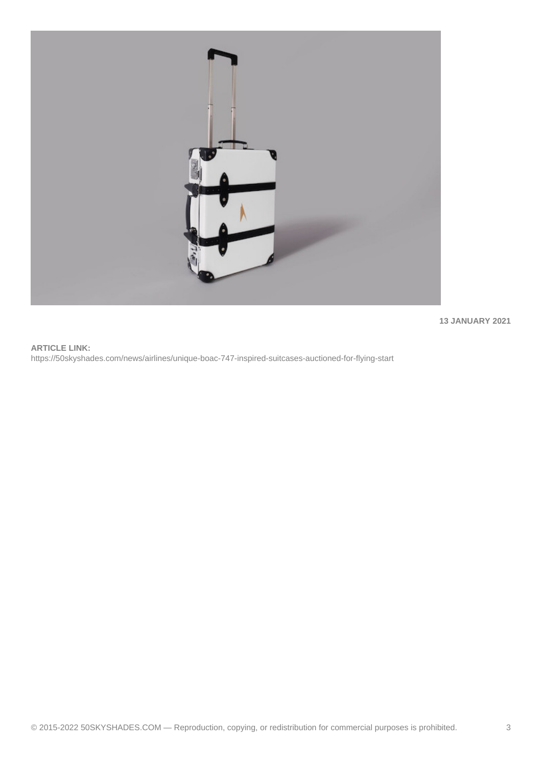**13 JANUARY 2021**

**ARTICLE LINK:**
https://50skyshades.com/news/airlines/unique-boac-747-inspired-suitcases-auctioned-for-flying-start